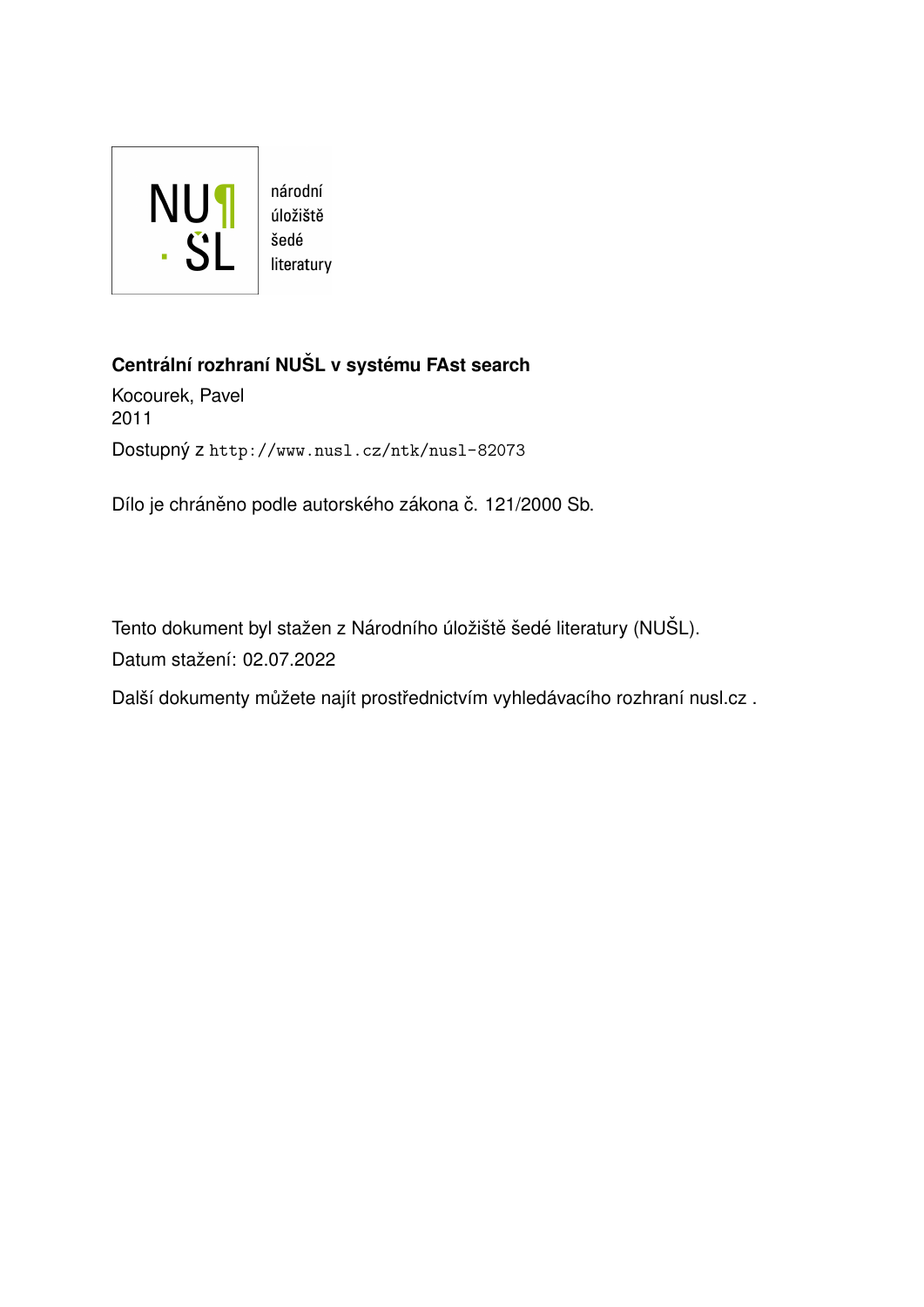NU¶
· ŠL

národní
úložiště
šedé
literatury

**Centrální rozhraní NUŠL v systému FAst search**

Kocourek, Pavel
2011

Dostupný z http://www.nusl.cz/ntk/nusl-82073

Dílo je chráněno podle autorského zákona č. 121/2000 Sb.

Tento dokument byl stažen z Národního úložiště šedé literatury (NUŠL).

Datum stažení: 02.07.2022

Další dokumenty můžete najít prostřednictvím vyhledávacího rozhraní nusl.cz .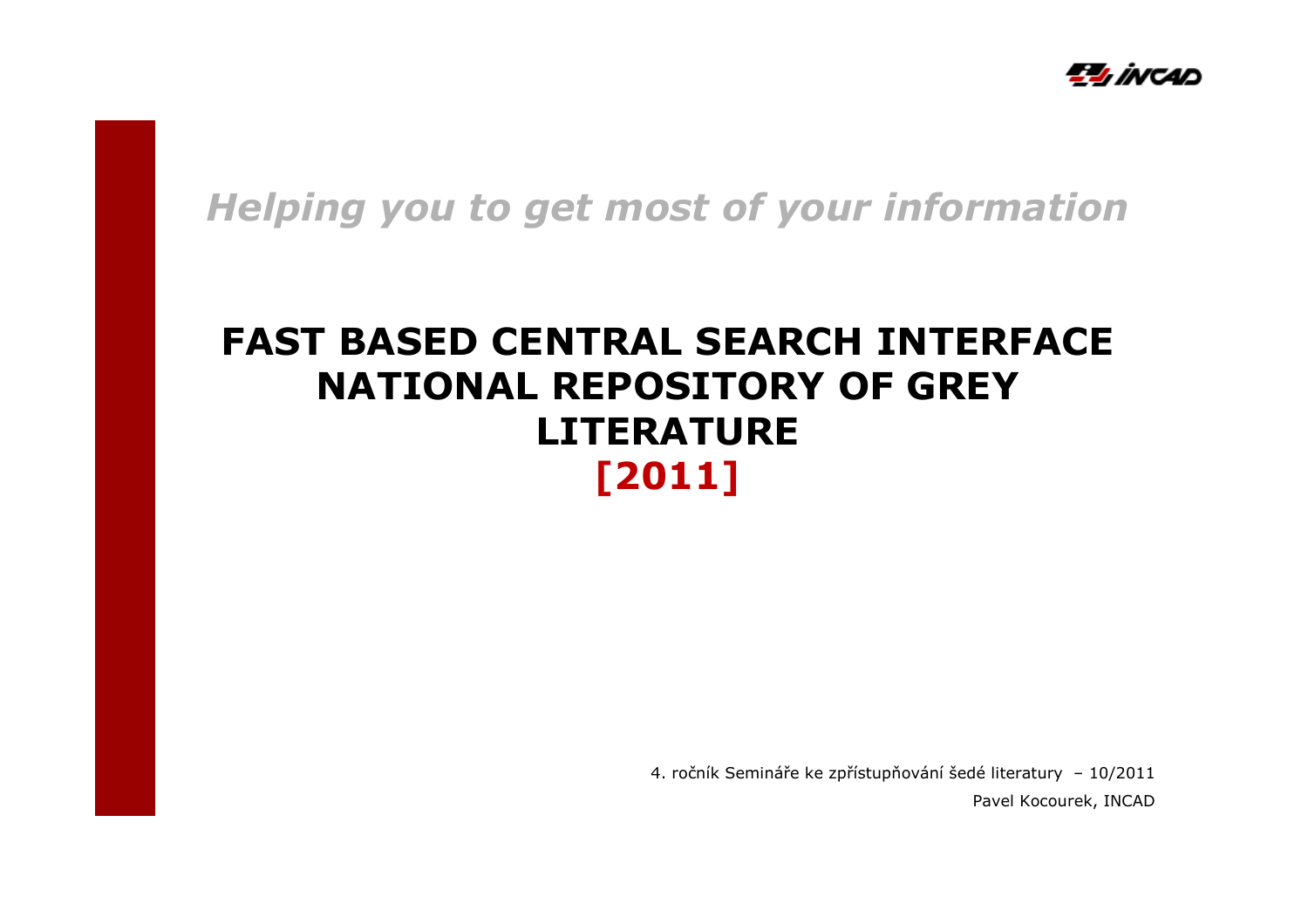*Helping you to get most of your information*

# FAST BASED CENTRAL SEARCH INTERFACE NATIONAL REPOSITORY OF GREY LITERATURE [2011]

4. ročník Semináře ke zpřístupňování šedé literatury – 10/2011

Pavel Kocourek, INCAD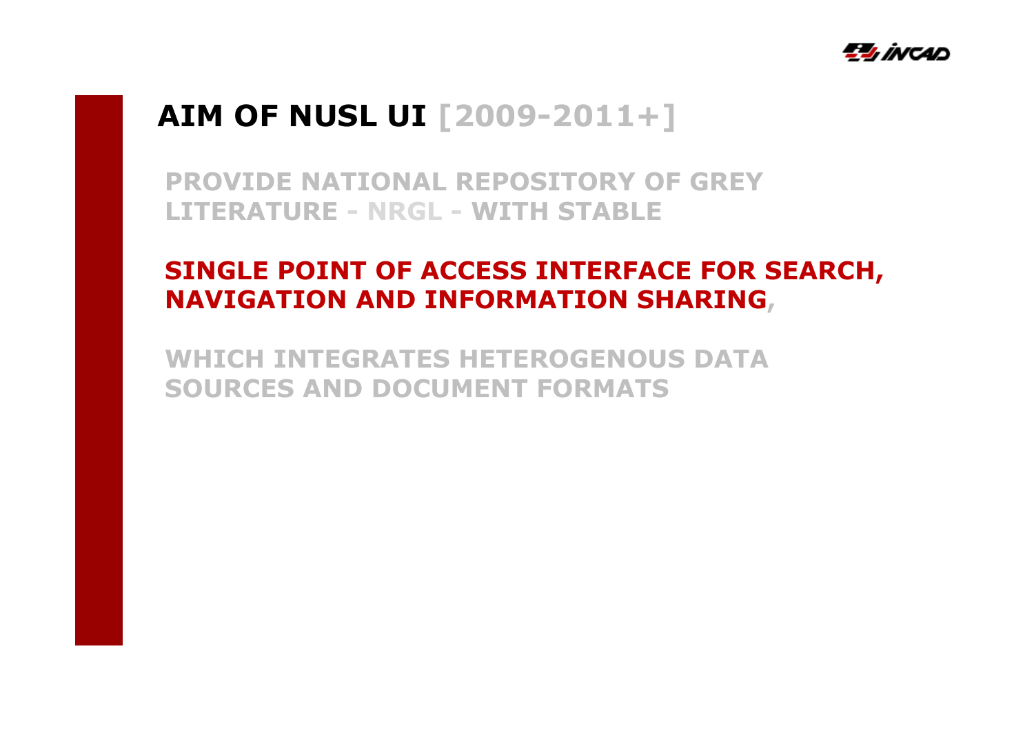# AIM OF NUSL UI [2009-2011+]

PROVIDE NATIONAL REPOSITORY OF GREY LITERATURE - NRGL - WITH STABLE

**SINGLE POINT OF ACCESS INTERFACE FOR SEARCH, NAVIGATION AND INFORMATION SHARING,**

WHICH INTEGRATES HETEROGENOUS DATA SOURCES AND DOCUMENT FORMATS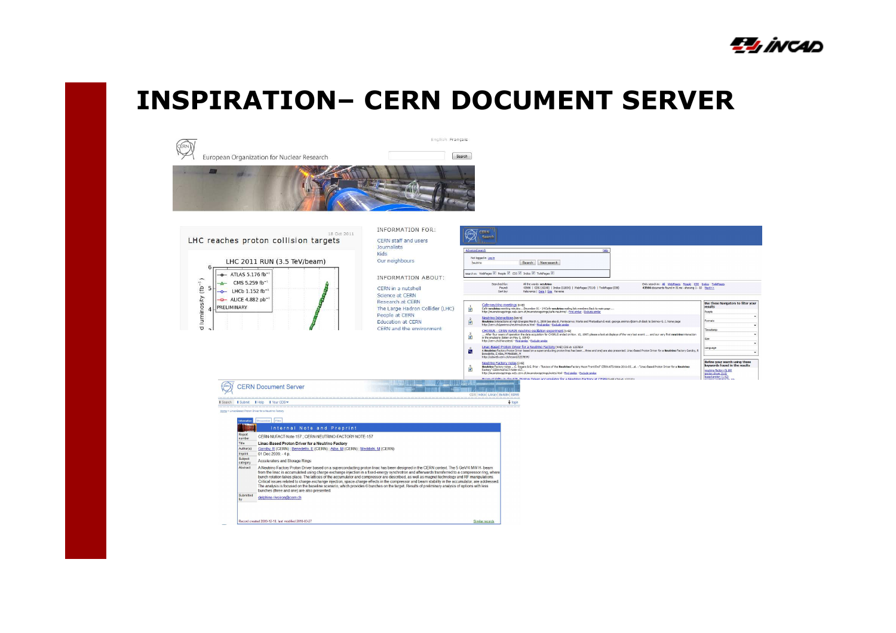# INSPIRATION– CERN DOCUMENT SERVER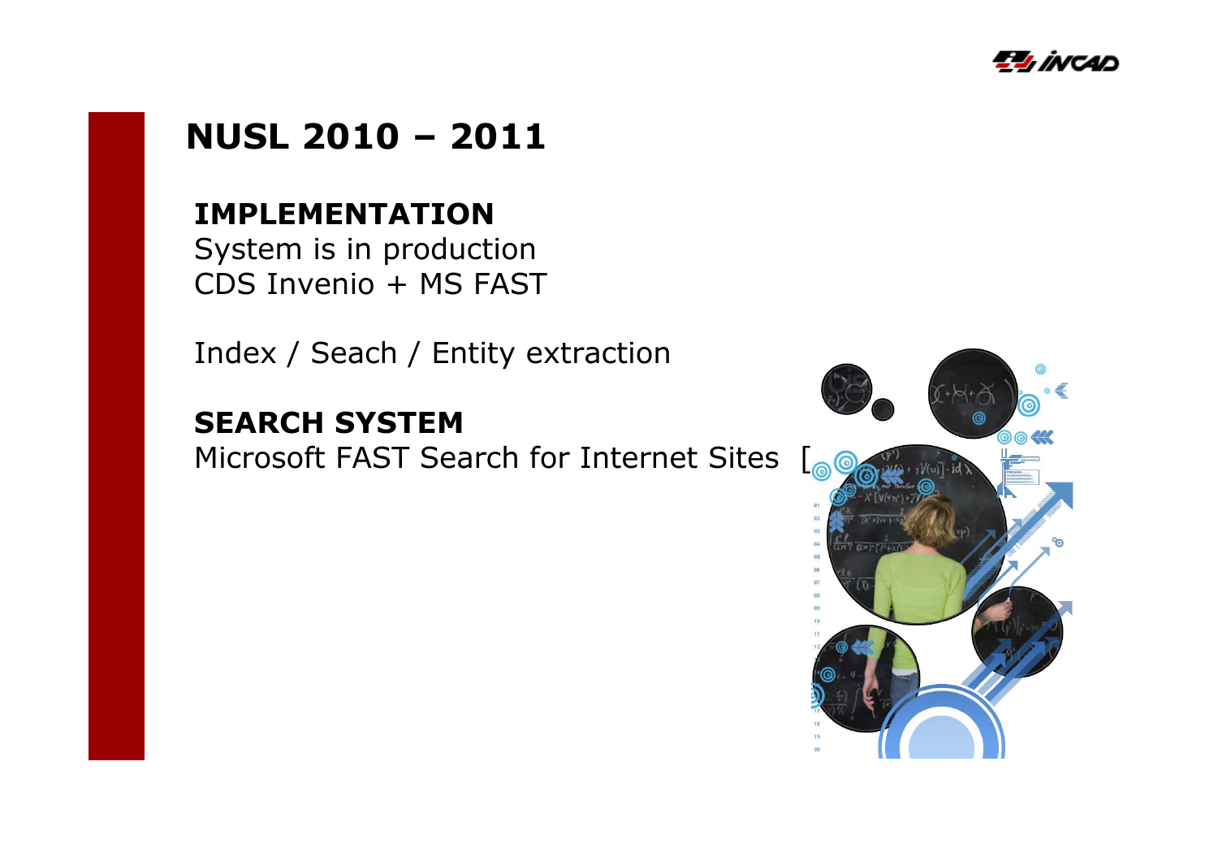# NUSL 2010 – 2011

**IMPLEMENTATION**

System is in production

CDS Invenio + MS FAST

Index / Seach / Entity extraction

**SEARCH SYSTEM**

Microsoft FAST Search for Internet Sites [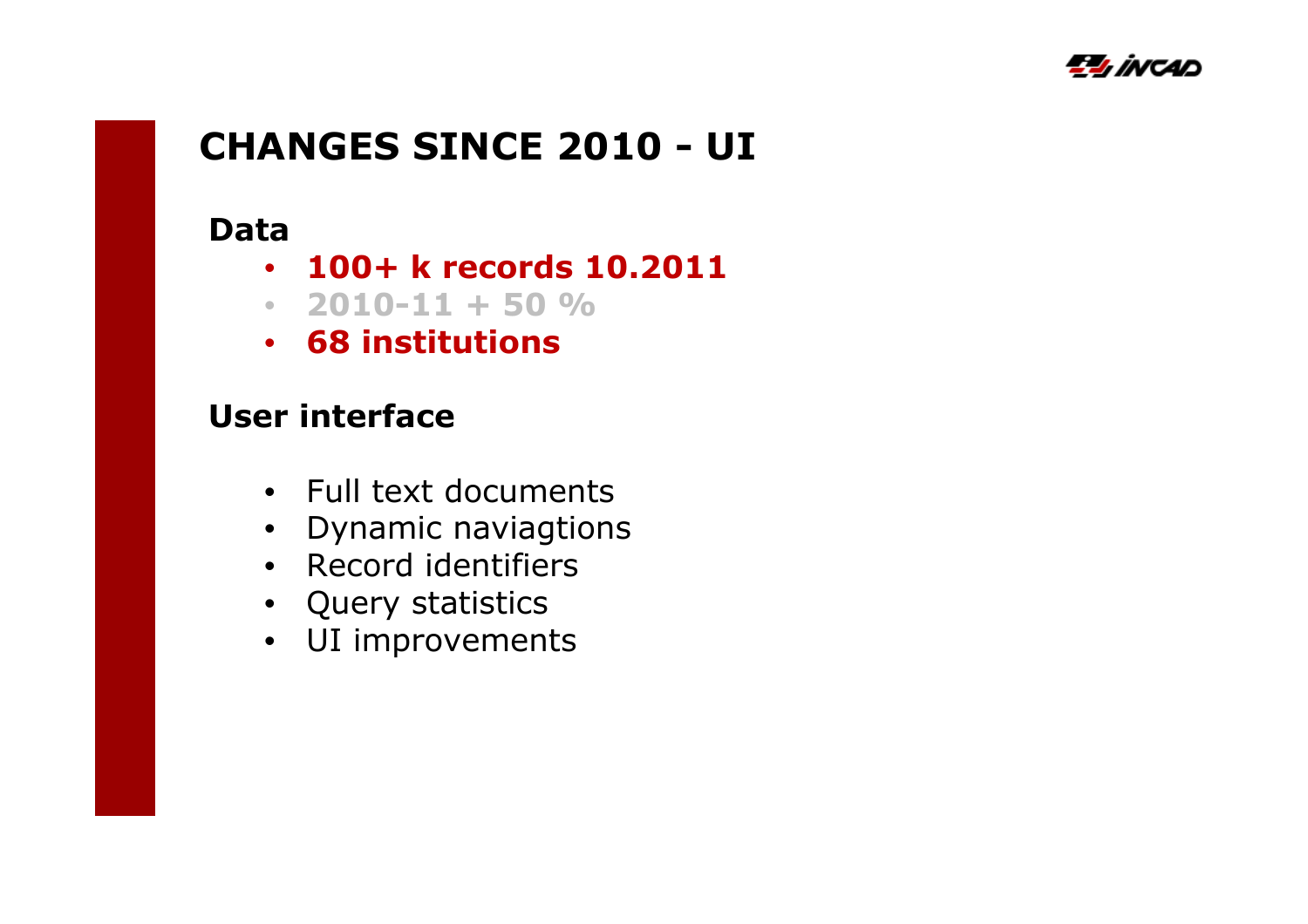# CHANGES SINCE 2010 - UI

**Data**

- **100+ k records 10.2011**
- **2010-11 + 50 %**
- **68 institutions**

**User interface**

- Full text documents
- Dynamic naviagtions
- Record identifiers
- Query statistics
- UI improvements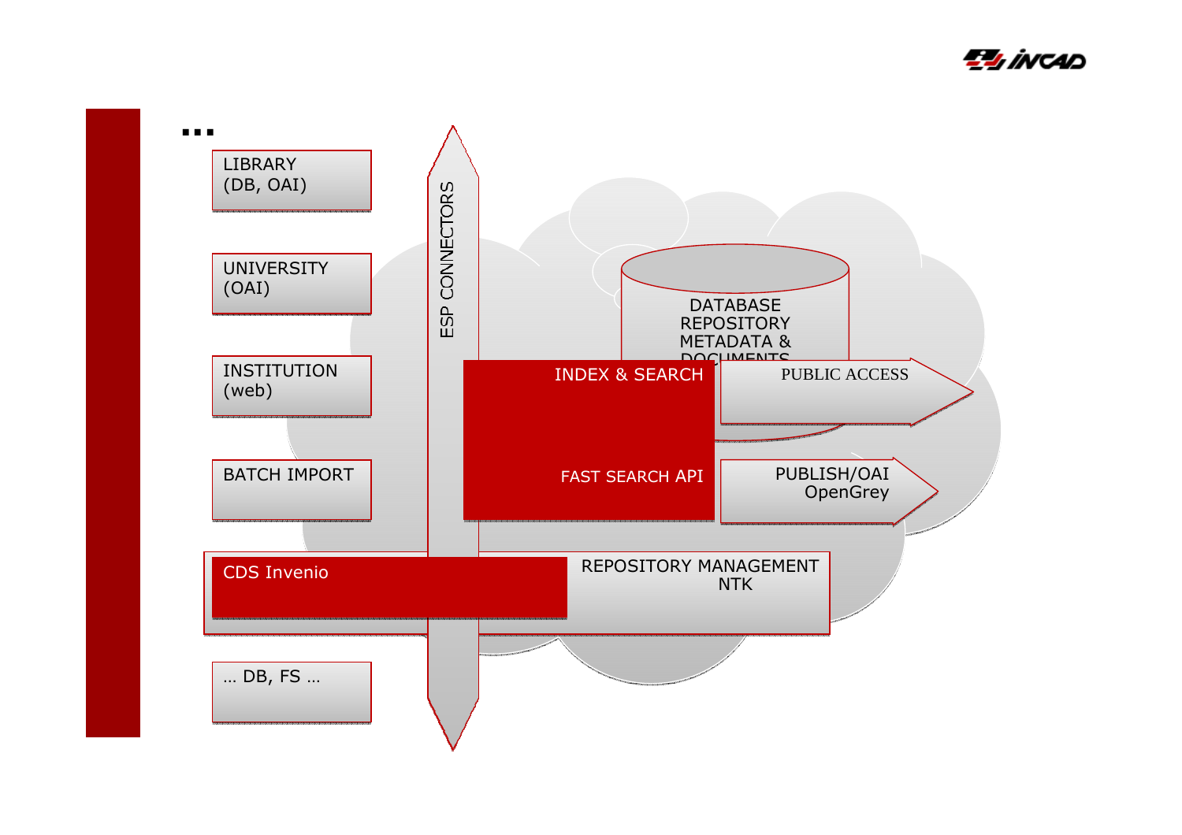...

LIBRARY
(DB, OAI)

UNIVERSITY
(OAI)

INSTITUTION
(web)

BATCH IMPORT

CDS Invenio

... DB, FS ...

ESP CONNECTORS

DATABASE
REPOSITORY
METADATA &
DOCUMENTS

INDEX & SEARCH

FAST SEARCH API

PUBLIC ACCESS

PUBLISH/OAI
OpenGrey

REPOSITORY MANAGEMENT
NTK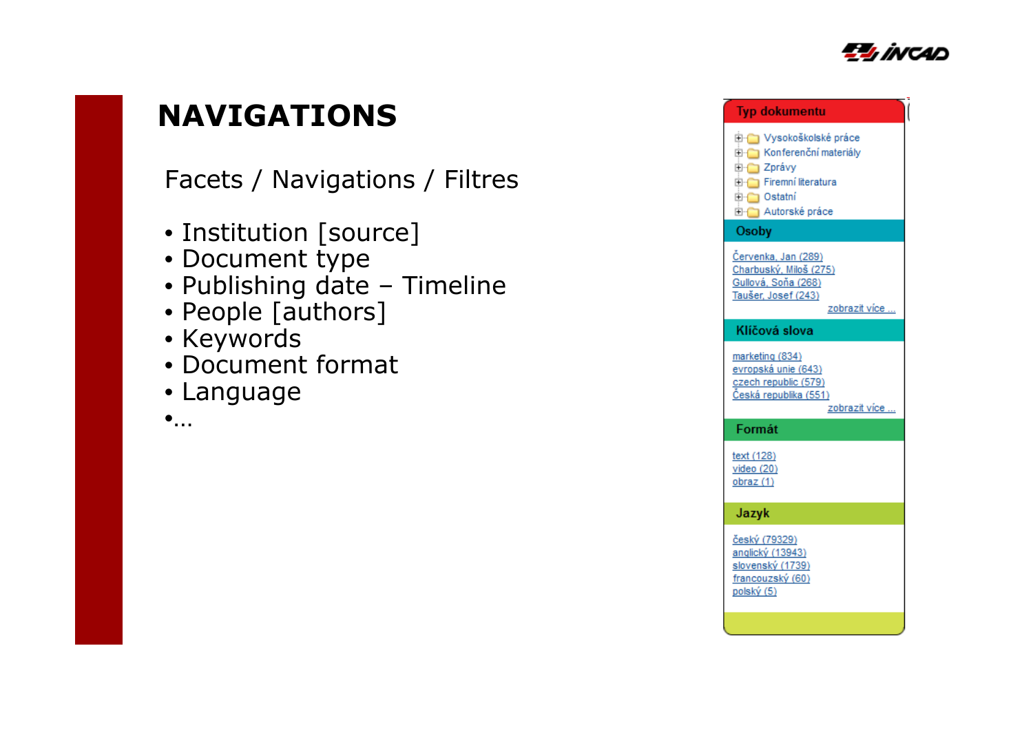# NAVIGATIONS

Facets / Navigations / Filtres

- Institution [source]
- Document type
- Publishing date – Timeline
- People [authors]
- Keywords
- Document format
- Language
- …

**Typ dokumentu**

- Vysokoškolské práce
- Konferenční materiály
- Zprávy
- Firemní literatura
- Ostatní
- Autorské práce

**Osoby**

- Červenka, Jan (289)
- Charbuský, Miloš (275)
- Gullová, Soňa (268)
- Taušer, Josef (243)

zobrazit více ...

**Klíčová slova**

- marketing (834)
- evropská unie (643)
- czech republic (579)
- Česká republika (551)

zobrazit více ...

**Formát**

- text (128)
- video (20)
- obraz (1)

**Jazyk**

- český (79329)
- anglický (13943)
- slovenský (1739)
- francouzský (60)
- polský (5)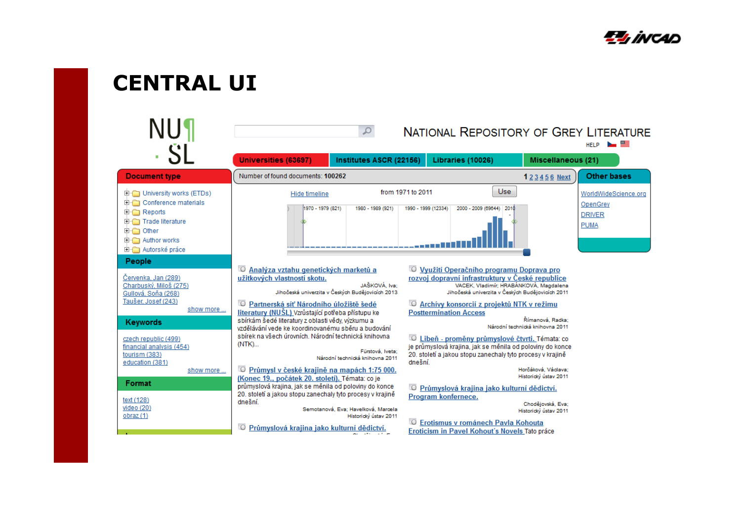# CENTRAL UI

NUŠL

NATIONAL REPOSITORY OF GREY LITERATURE

HELP

Universities (63697) | Institutes ASCR (22156) | Libraries (10026) | Miscellaneous (21)

## Document type

- University works (ETDs)
- Conference materials
- Reports
- Trade literature
- Other
- Author works
- Autorské práce

## People

- Červenka, Jan (289)
- Charbuský, Miloš (275)
- Gullová, Soňa (268)
- Taušer, Josef (243)

show more ...

## Keywords

- czech republic (499)
- financial analysis (454)
- tourism (383)
- education (381)

show more ...

## Format

- text (128)
- video (20)
- obraz (1)

Number of found documents: **100262**

**1** 2 3 4 5 6 Next

Hide timeline — from 1971 to 2011 — Use

1970 - 1979 (821) | 1980 - 1989 (921) | 1990 - 1999 (12334) | 2000 - 2009 (69644) | 2010 -

**Analýza vztahu genetických marketů a užitkových vlastností skotu.**
JAŠKOVÁ, Iva;
Jihočeská univerzita v Českých Budějovicích 2013

**Partnerská síť Národního úložiště šedé literatury (NUŠL)** Vzrůstající potřeba přístupu ke sbírkám šedé literatury z oblasti vědy, výzkumu a vzdělávání vede ke koordinovanému sběru a budování sbírek na všech úrovních. Národní technická knihovna (NTK)...
Fürstová, Iveta;
Národní technická knihovna 2011

**Průmysl v české krajině na mapách 1:75 000. (Konec 19., počátek 20. století).** Témata: co je průmyslová krajina, jak se měnila od poloviny do konce 20. století a jakou stopu zanechaly tyto procesy v krajině dnešní.
Semotanová, Eva; Havelková, Marcela
Historický ústav 2011

**Průmyslová krajina jako kulturní dědictví.**

**Využití Operačního programu Doprava pro rozvoj dopravní infrastruktury v České republice**
VACEK, Vladimír; HRABÁNKOVÁ, Magdalena
Jihočeská univerzita v Českých Budějovicích 2011

**Archívy konsorcií z projektů NTK v režimu Posttermination Access**
Římanová, Radka;
Národní technická knihovna 2011

**Libeň - proměny průmyslové čtvrti.** Témata: co je průmyslová krajina, jak se měnila od poloviny do konce 20. století a jakou stopu zanechaly tyto procesy v krajině dnešní.
Horčáková, Václava;
Historický ústav 2011

**Průmyslová krajina jako kulturní dědictví. Program konference.**
Chodějovská, Eva;
Historický ústav 2011

**Erotismus v románech Pavla Kohouta Eroticism in Pavel Kohout's Novels** Tato práce

## Other bases

- WorldWideScience.org
- OpenGrey
- DRIVER
- PUMA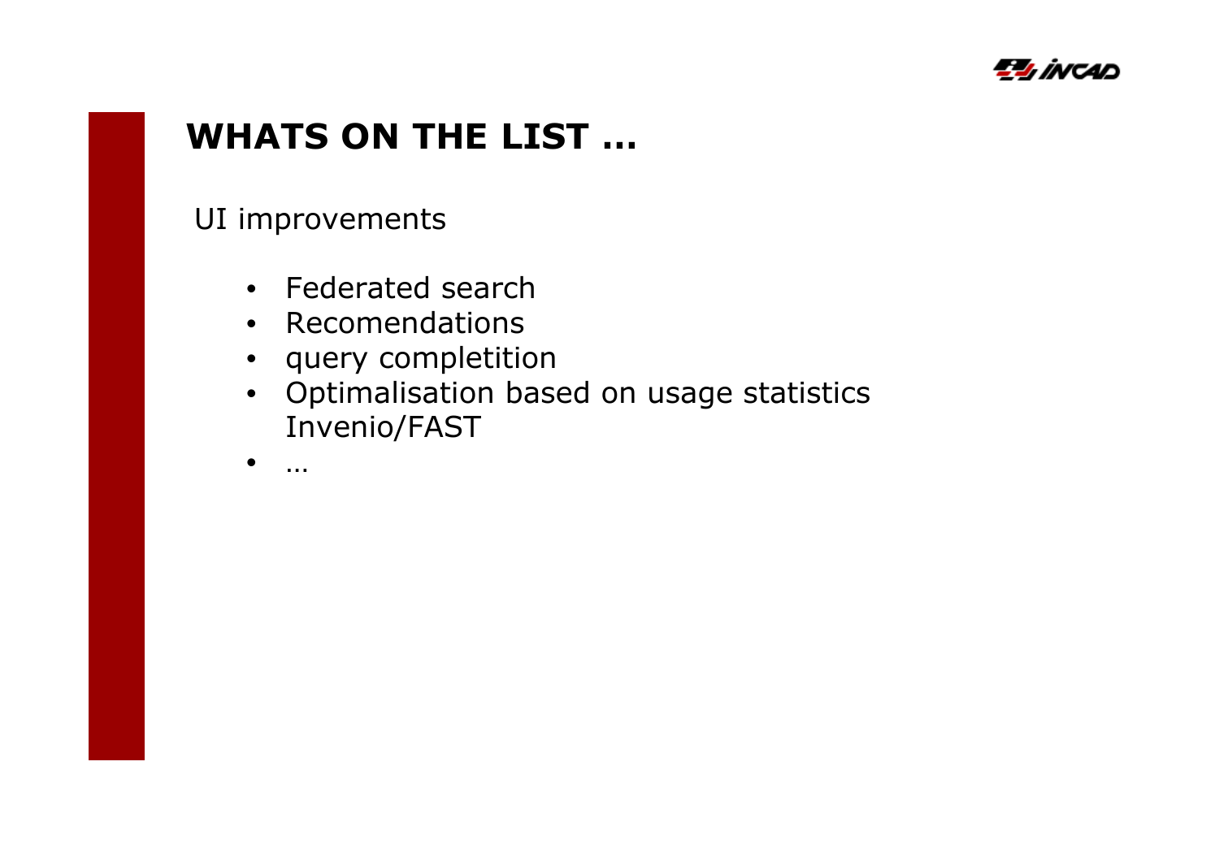# WHATS ON THE LIST ...

UI improvements

- Federated search
- Recomendations
- query completition
- Optimalisation based on usage statistics Invenio/FAST
- …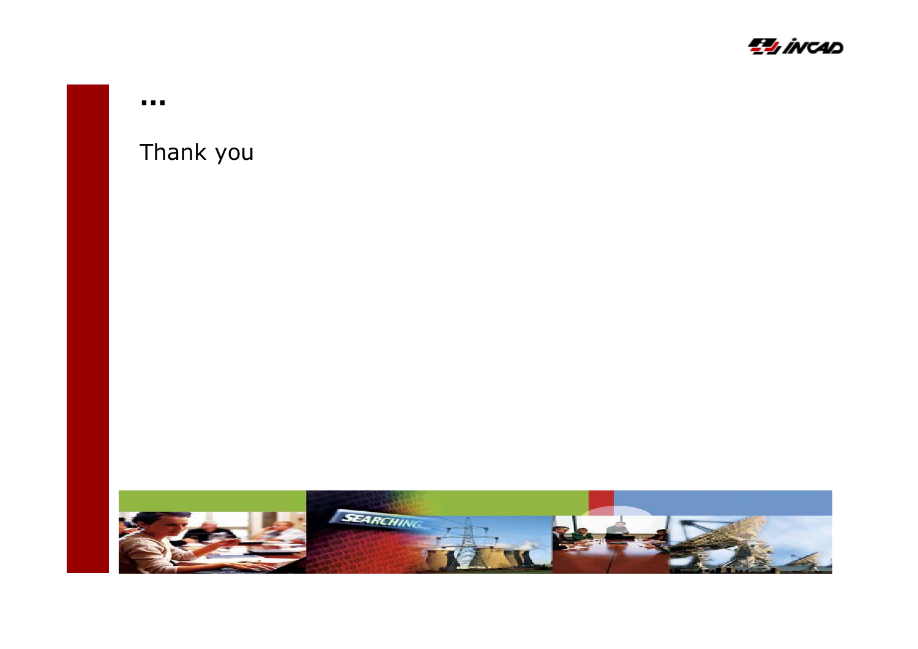…

Thank you